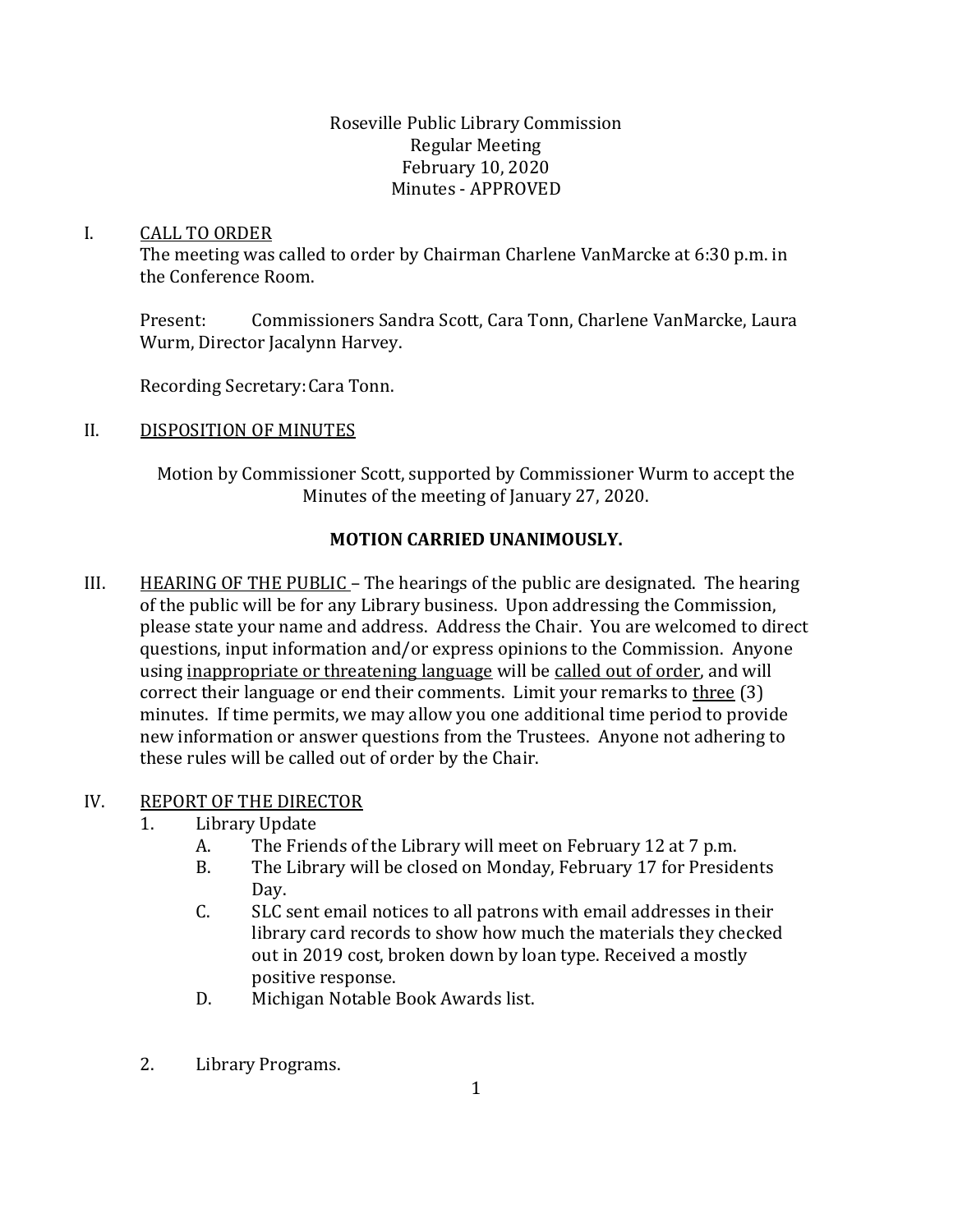Roseville Public Library Commission
Regular Meeting
February 10, 2020
Minutes - APPROVED

I. CALL TO ORDER

The meeting was called to order by Chairman Charlene VanMarcke at 6:30 p.m. in the Conference Room.

Present: Commissioners Sandra Scott, Cara Tonn, Charlene VanMarcke, Laura Wurm, Director Jacalynn Harvey.

Recording Secretary: Cara Tonn.

II. DISPOSITION OF MINUTES

Motion by Commissioner Scott, supported by Commissioner Wurm to accept the Minutes of the meeting of January 27, 2020.

**MOTION CARRIED UNANIMOUSLY.**

III. HEARING OF THE PUBLIC – The hearings of the public are designated. The hearing of the public will be for any Library business. Upon addressing the Commission, please state your name and address. Address the Chair. You are welcomed to direct questions, input information and/or express opinions to the Commission. Anyone using inappropriate or threatening language will be called out of order, and will correct their language or end their comments. Limit your remarks to three (3) minutes. If time permits, we may allow you one additional time period to provide new information or answer questions from the Trustees. Anyone not adhering to these rules will be called out of order by the Chair.

IV. REPORT OF THE DIRECTOR

1. Library Update
   - A. The Friends of the Library will meet on February 12 at 7 p.m.
   - B. The Library will be closed on Monday, February 17 for Presidents Day.
   - C. SLC sent email notices to all patrons with email addresses in their library card records to show how much the materials they checked out in 2019 cost, broken down by loan type. Received a mostly positive response.
   - D. Michigan Notable Book Awards list.

2. Library Programs.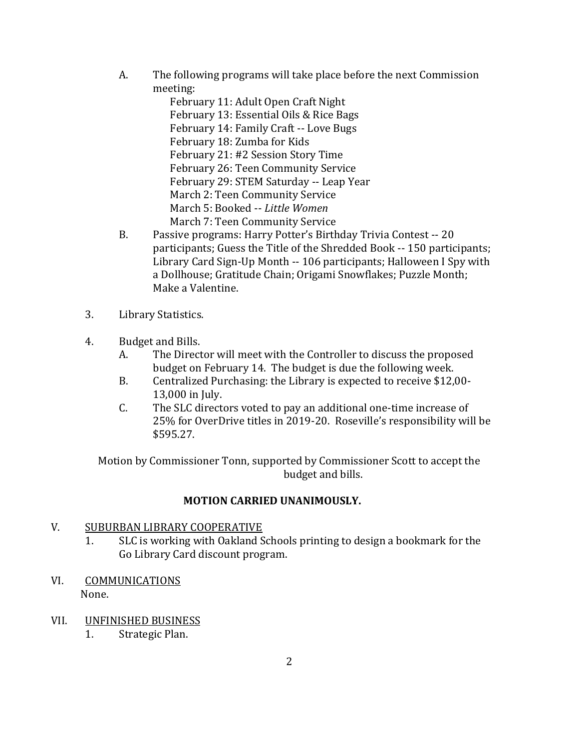A. The following programs will take place before the next Commission meeting:

    February 11: Adult Open Craft Night
    February 13: Essential Oils & Rice Bags
    February 14: Family Craft -- Love Bugs
    February 18: Zumba for Kids
    February 21: #2 Session Story Time
    February 26: Teen Community Service
    February 29: STEM Saturday -- Leap Year
    March 2: Teen Community Service
    March 5: Booked -- *Little Women*
    March 7: Teen Community Service

B. Passive programs: Harry Potter's Birthday Trivia Contest -- 20 participants; Guess the Title of the Shredded Book -- 150 participants; Library Card Sign-Up Month -- 106 participants; Halloween I Spy with a Dollhouse; Gratitude Chain; Origami Snowflakes; Puzzle Month; Make a Valentine.

3. Library Statistics.

4. Budget and Bills.

    A. The Director will meet with the Controller to discuss the proposed budget on February 14. The budget is due the following week.
    B. Centralized Purchasing: the Library is expected to receive $12,00-13,000 in July.
    C. The SLC directors voted to pay an additional one-time increase of 25% for OverDrive titles in 2019-20. Roseville's responsibility will be $595.27.

Motion by Commissioner Tonn, supported by Commissioner Scott to accept the budget and bills.

**MOTION CARRIED UNANIMOUSLY.**

V. SUBURBAN LIBRARY COOPERATIVE

1. SLC is working with Oakland Schools printing to design a bookmark for the Go Library Card discount program.

VI. COMMUNICATIONS

None.

VII. UNFINISHED BUSINESS

1. Strategic Plan.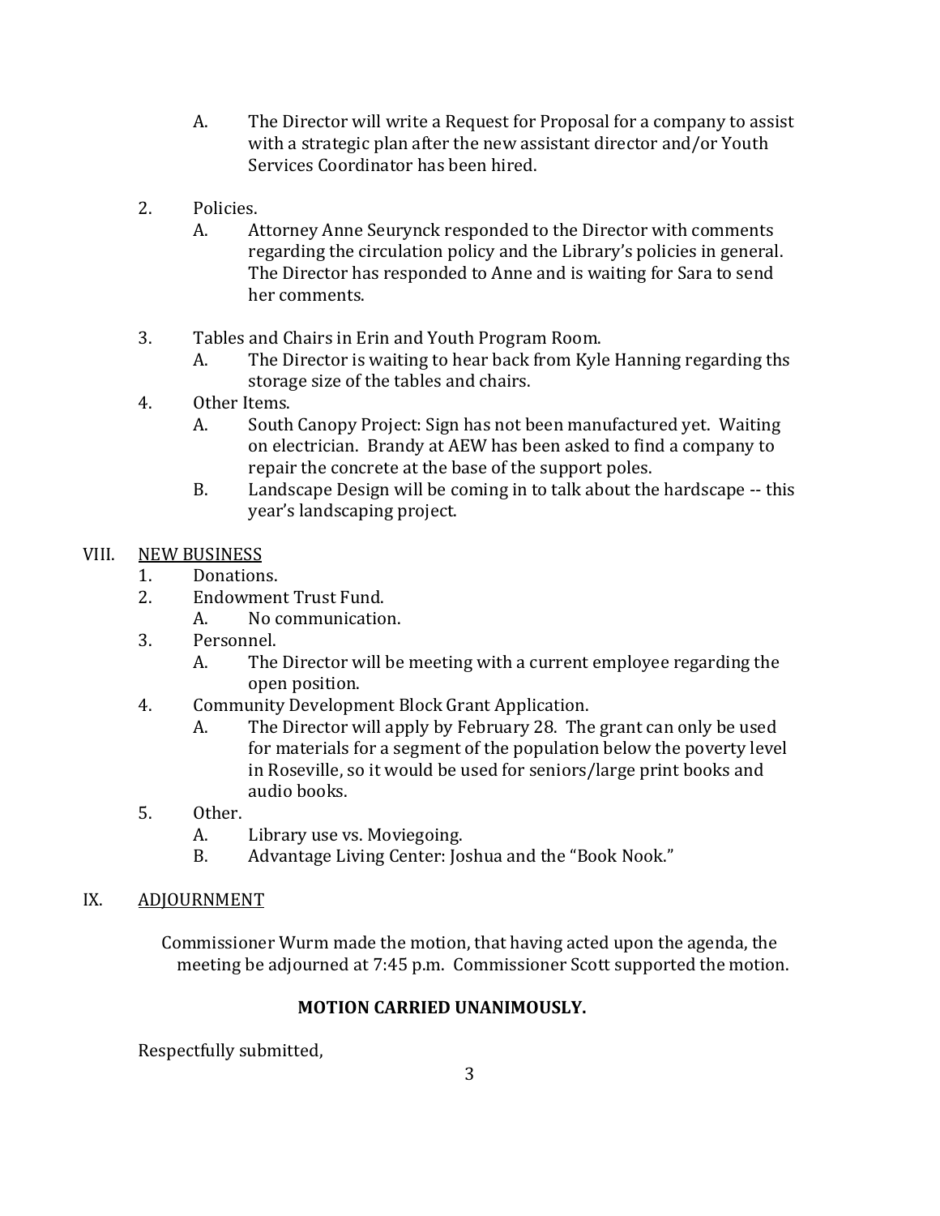A. The Director will write a Request for Proposal for a company to assist with a strategic plan after the new assistant director and/or Youth Services Coordinator has been hired.

2. Policies.
   A. Attorney Anne Seurynck responded to the Director with comments regarding the circulation policy and the Library's policies in general. The Director has responded to Anne and is waiting for Sara to send her comments.

3. Tables and Chairs in Erin and Youth Program Room.
   A. The Director is waiting to hear back from Kyle Hanning regarding ths storage size of the tables and chairs.

4. Other Items.
   A. South Canopy Project: Sign has not been manufactured yet. Waiting on electrician. Brandy at AEW has been asked to find a company to repair the concrete at the base of the support poles.
   B. Landscape Design will be coming in to talk about the hardscape -- this year's landscaping project.

VIII. <u>NEW BUSINESS</u>

1. Donations.
2. Endowment Trust Fund.
   A. No communication.
3. Personnel.
   A. The Director will be meeting with a current employee regarding the open position.
4. Community Development Block Grant Application.
   A. The Director will apply by February 28. The grant can only be used for materials for a segment of the population below the poverty level in Roseville, so it would be used for seniors/large print books and audio books.
5. Other.
   A. Library use vs. Moviegoing.
   B. Advantage Living Center: Joshua and the "Book Nook."

IX. <u>ADJOURNMENT</u>

Commissioner Wurm made the motion, that having acted upon the agenda, the meeting be adjourned at 7:45 p.m. Commissioner Scott supported the motion.

**MOTION CARRIED UNANIMOUSLY.**

Respectfully submitted,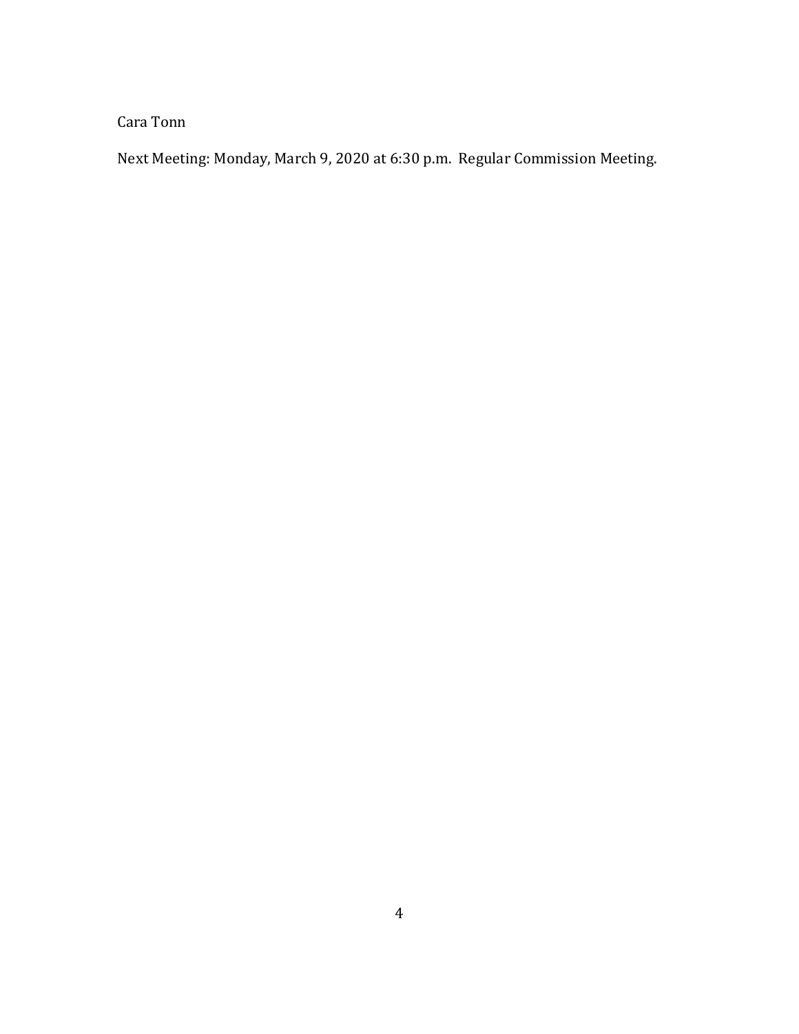Cara Tonn

Next Meeting: Monday, March 9, 2020 at 6:30 p.m. Regular Commission Meeting.